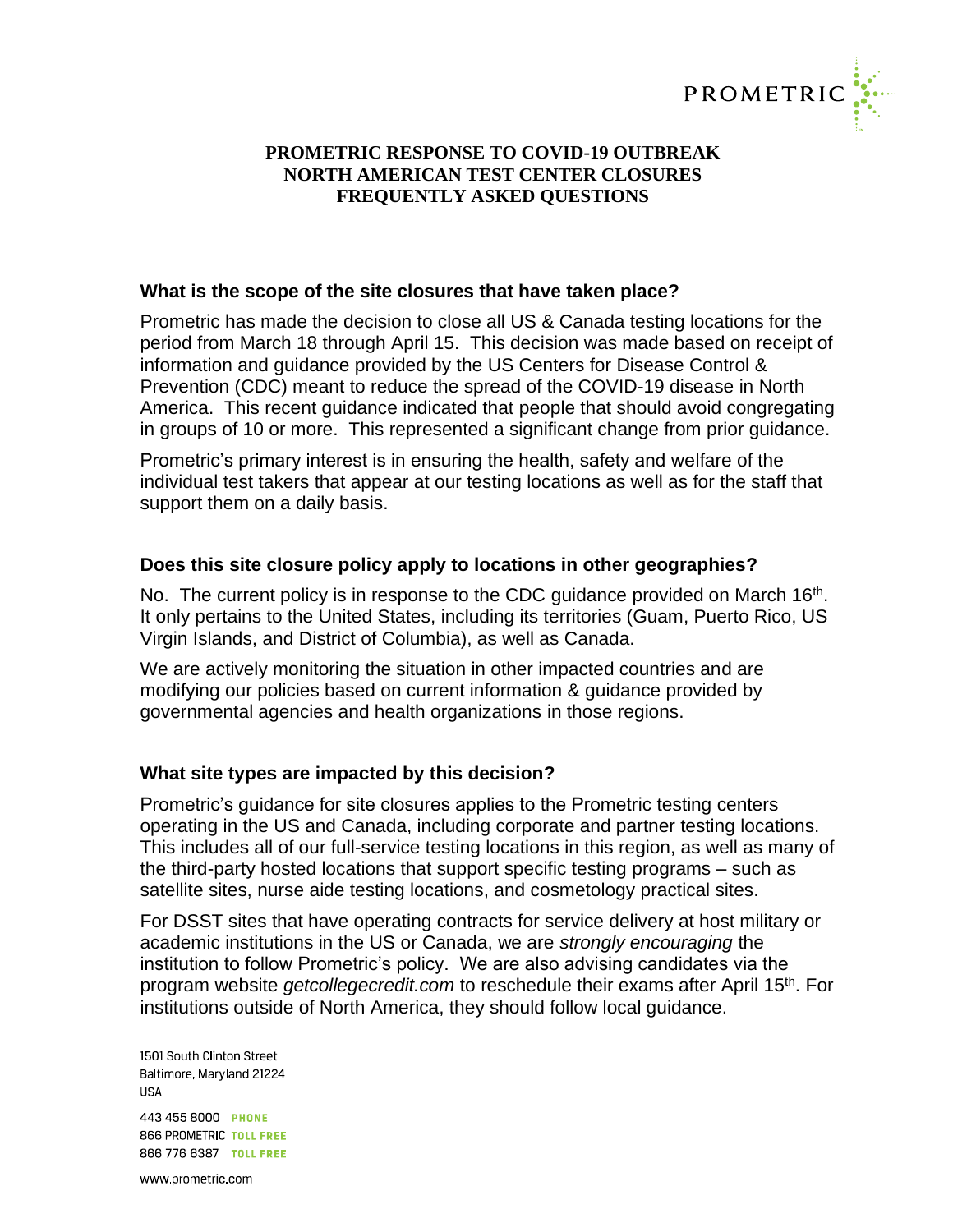# PROMETRIC RESPONSE TO COVID-19 OUTBREAK
# NORTH AMERICAN TEST CENTER CLOSURES
# FREQUENTLY ASKED QUESTIONS

### What is the scope of the site closures that have taken place?

Prometric has made the decision to close all US & Canada testing locations for the period from March 18 through April 15. This decision was made based on receipt of information and guidance provided by the US Centers for Disease Control & Prevention (CDC) meant to reduce the spread of the COVID-19 disease in North America. This recent guidance indicated that people that should avoid congregating in groups of 10 or more. This represented a significant change from prior guidance.

Prometric's primary interest is in ensuring the health, safety and welfare of the individual test takers that appear at our testing locations as well as for the staff that support them on a daily basis.

### Does this site closure policy apply to locations in other geographies?

No. The current policy is in response to the CDC guidance provided on March 16th. It only pertains to the United States, including its territories (Guam, Puerto Rico, US Virgin Islands, and District of Columbia), as well as Canada.

We are actively monitoring the situation in other impacted countries and are modifying our policies based on current information & guidance provided by governmental agencies and health organizations in those regions.

### What site types are impacted by this decision?

Prometric's guidance for site closures applies to the Prometric testing centers operating in the US and Canada, including corporate and partner testing locations. This includes all of our full-service testing locations in this region, as well as many of the third-party hosted locations that support specific testing programs – such as satellite sites, nurse aide testing locations, and cosmetology practical sites.

For DSST sites that have operating contracts for service delivery at host military or academic institutions in the US or Canada, we are *strongly encouraging* the institution to follow Prometric's policy. We are also advising candidates via the program website *getcollegecredit.com* to reschedule their exams after April 15th. For institutions outside of North America, they should follow local guidance.

1501 South Clinton Street
Baltimore, Maryland 21224
USA

443 455 8000 PHONE
866 PROMETRIC TOLL FREE
866 776 6387 TOLL FREE

www.prometric.com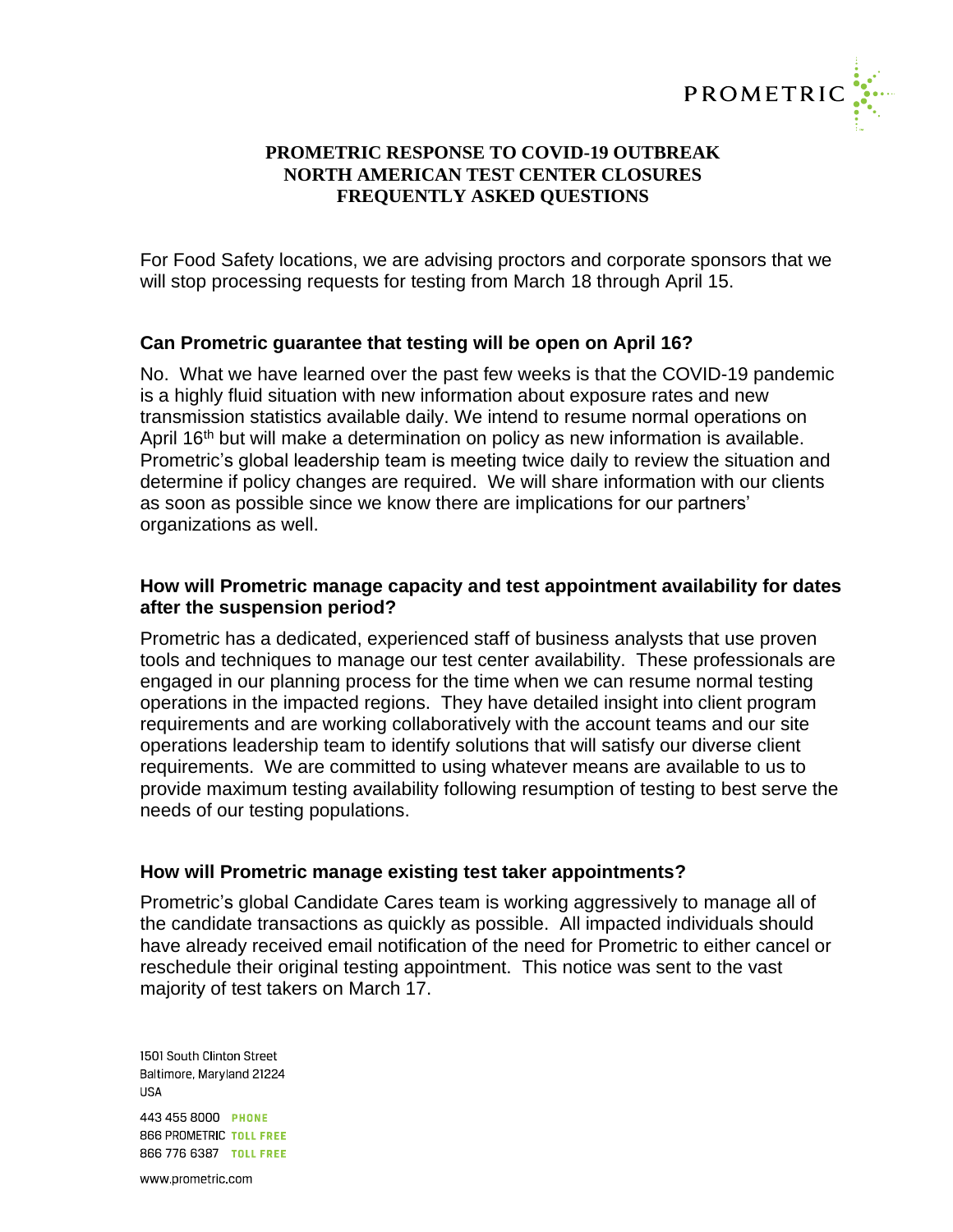# PROMETRIC RESPONSE TO COVID-19 OUTBREAK
# NORTH AMERICAN TEST CENTER CLOSURES
# FREQUENTLY ASKED QUESTIONS

For Food Safety locations, we are advising proctors and corporate sponsors that we will stop processing requests for testing from March 18 through April 15.

### Can Prometric guarantee that testing will be open on April 16?

No. What we have learned over the past few weeks is that the COVID-19 pandemic is a highly fluid situation with new information about exposure rates and new transmission statistics available daily. We intend to resume normal operations on April 16th but will make a determination on policy as new information is available. Prometric's global leadership team is meeting twice daily to review the situation and determine if policy changes are required. We will share information with our clients as soon as possible since we know there are implications for our partners' organizations as well.

### How will Prometric manage capacity and test appointment availability for dates after the suspension period?

Prometric has a dedicated, experienced staff of business analysts that use proven tools and techniques to manage our test center availability. These professionals are engaged in our planning process for the time when we can resume normal testing operations in the impacted regions. They have detailed insight into client program requirements and are working collaboratively with the account teams and our site operations leadership team to identify solutions that will satisfy our diverse client requirements. We are committed to using whatever means are available to us to provide maximum testing availability following resumption of testing to best serve the needs of our testing populations.

### How will Prometric manage existing test taker appointments?

Prometric's global Candidate Cares team is working aggressively to manage all of the candidate transactions as quickly as possible. All impacted individuals should have already received email notification of the need for Prometric to either cancel or reschedule their original testing appointment. This notice was sent to the vast majority of test takers on March 17.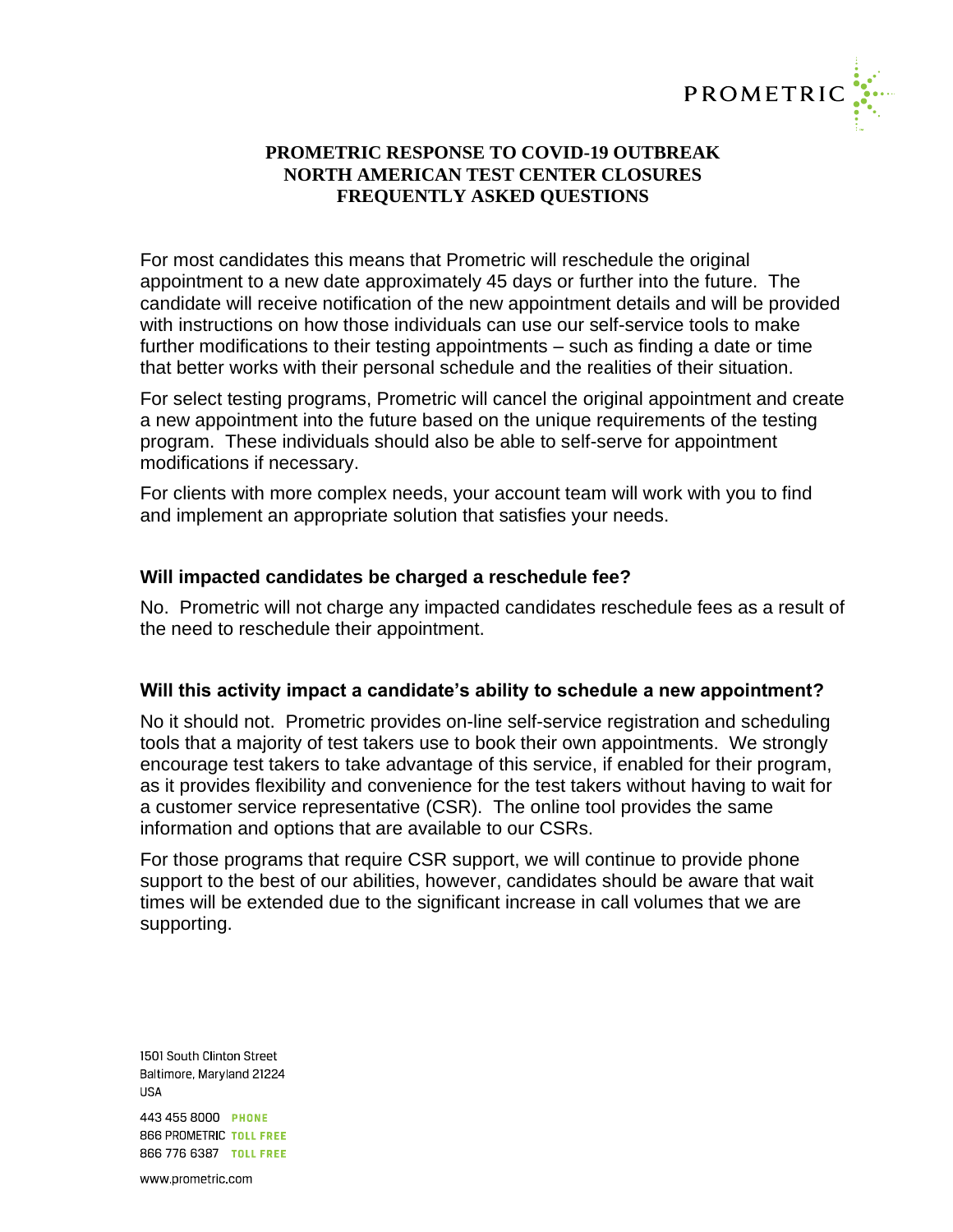# PROMETRIC RESPONSE TO COVID-19 OUTBREAK
# NORTH AMERICAN TEST CENTER CLOSURES
# FREQUENTLY ASKED QUESTIONS

For most candidates this means that Prometric will reschedule the original appointment to a new date approximately 45 days or further into the future. The candidate will receive notification of the new appointment details and will be provided with instructions on how those individuals can use our self-service tools to make further modifications to their testing appointments – such as finding a date or time that better works with their personal schedule and the realities of their situation.

For select testing programs, Prometric will cancel the original appointment and create a new appointment into the future based on the unique requirements of the testing program. These individuals should also be able to self-serve for appointment modifications if necessary.

For clients with more complex needs, your account team will work with you to find and implement an appropriate solution that satisfies your needs.

### Will impacted candidates be charged a reschedule fee?

No. Prometric will not charge any impacted candidates reschedule fees as a result of the need to reschedule their appointment.

### Will this activity impact a candidate's ability to schedule a new appointment?

No it should not. Prometric provides on-line self-service registration and scheduling tools that a majority of test takers use to book their own appointments. We strongly encourage test takers to take advantage of this service, if enabled for their program, as it provides flexibility and convenience for the test takers without having to wait for a customer service representative (CSR). The online tool provides the same information and options that are available to our CSRs.

For those programs that require CSR support, we will continue to provide phone support to the best of our abilities, however, candidates should be aware that wait times will be extended due to the significant increase in call volumes that we are supporting.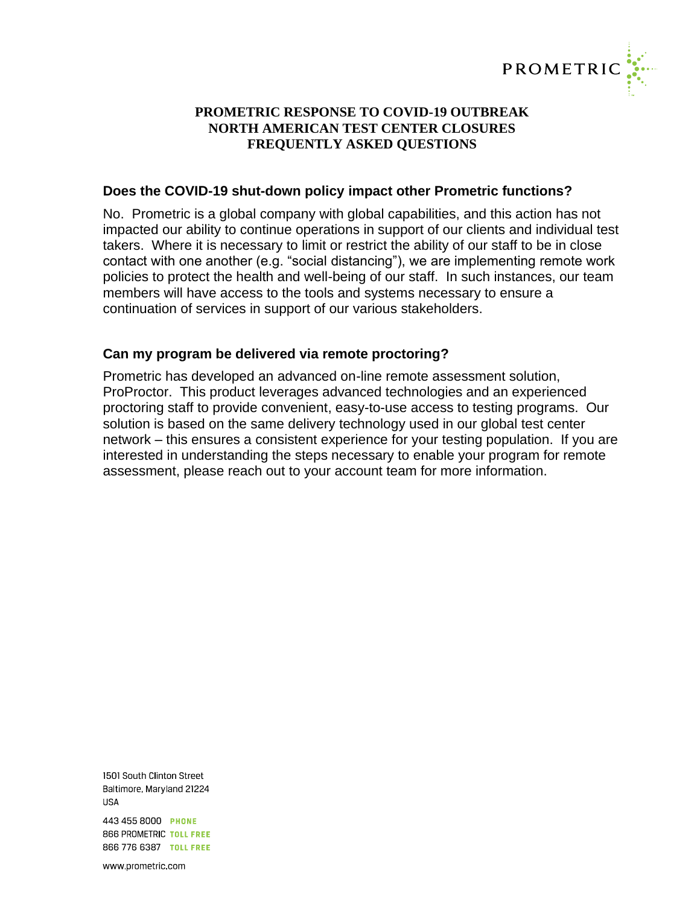PROMETRIC

**PROMETRIC RESPONSE TO COVID-19 OUTBREAK**
**NORTH AMERICAN TEST CENTER CLOSURES**
**FREQUENTLY ASKED QUESTIONS**

### Does the COVID-19 shut-down policy impact other Prometric functions?

No. Prometric is a global company with global capabilities, and this action has not impacted our ability to continue operations in support of our clients and individual test takers. Where it is necessary to limit or restrict the ability of our staff to be in close contact with one another (e.g. "social distancing"), we are implementing remote work policies to protect the health and well-being of our staff. In such instances, our team members will have access to the tools and systems necessary to ensure a continuation of services in support of our various stakeholders.

### Can my program be delivered via remote proctoring?

Prometric has developed an advanced on-line remote assessment solution, ProProctor. This product leverages advanced technologies and an experienced proctoring staff to provide convenient, easy-to-use access to testing programs. Our solution is based on the same delivery technology used in our global test center network – this ensures a consistent experience for your testing population. If you are interested in understanding the steps necessary to enable your program for remote assessment, please reach out to your account team for more information.

1501 South Clinton Street
Baltimore, Maryland 21224
USA

443 455 8000 PHONE
866 PROMETRIC TOLL FREE
866 776 6387 TOLL FREE

www.prometric.com